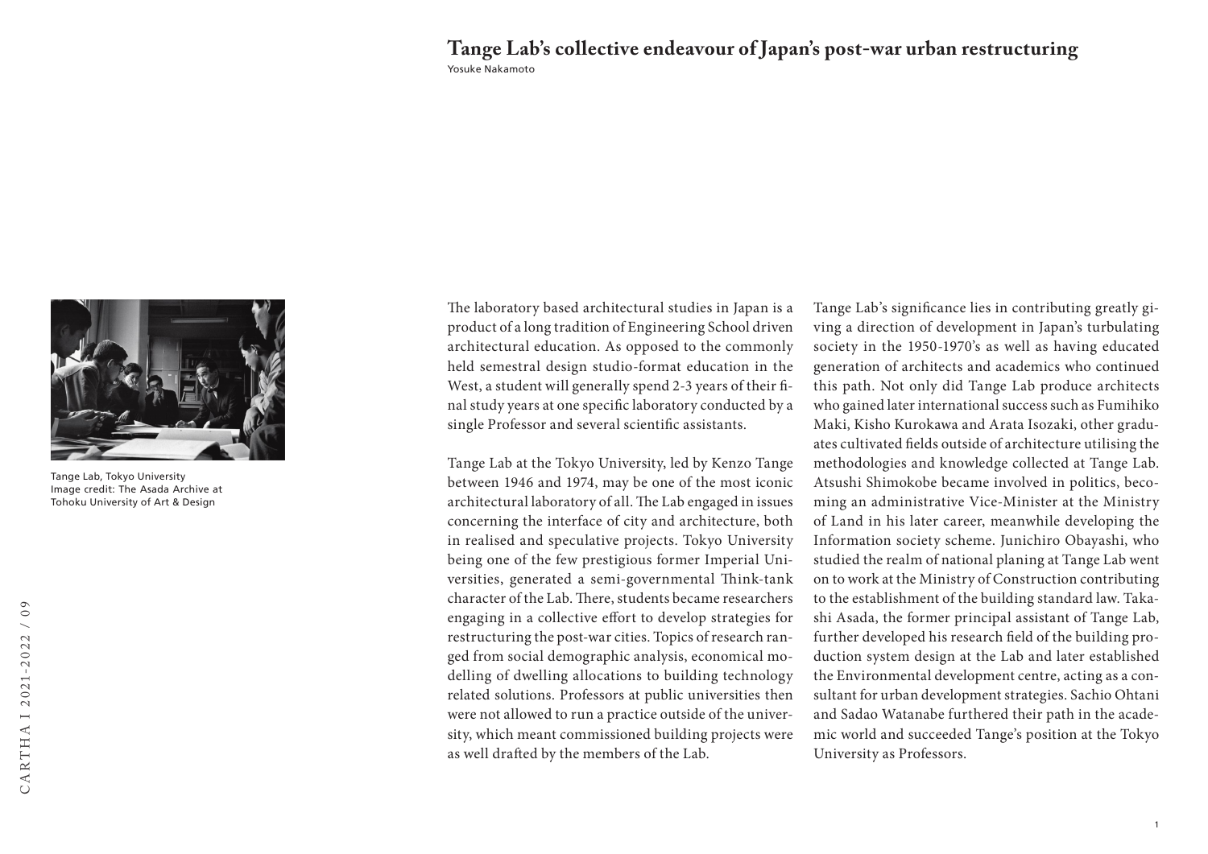# Tange Lab's collective endeavour of Japan's post-war urban restructuring

Yosuke Nakamoto

Tange Lab, Tokyo University
Image credit: The Asada Archive at Tohoku University of Art & Design

The laboratory based architectural studies in Japan is a product of a long tradition of Engineering School driven architectural education. As opposed to the commonly held semestral design studio-format education in the West, a student will generally spend 2-3 years of their final study years at one specific laboratory conducted by a single Professor and several scientific assistants.

Tange Lab at the Tokyo University, led by Kenzo Tange between 1946 and 1974, may be one of the most iconic architectural laboratory of all. The Lab engaged in issues concerning the interface of city and architecture, both in realised and speculative projects. Tokyo University being one of the few prestigious former Imperial Universities, generated a semi-governmental Think-tank character of the Lab. There, students became researchers engaging in a collective effort to develop strategies for restructuring the post-war cities. Topics of research ranged from social demographic analysis, economical modelling of dwelling allocations to building technology related solutions. Professors at public universities then were not allowed to run a practice outside of the university, which meant commissioned building projects were as well drafted by the members of the Lab.

Tange Lab's significance lies in contributing greatly giving a direction of development in Japan's turbulating society in the 1950-1970's as well as having educated generation of architects and academics who continued this path. Not only did Tange Lab produce architects who gained later international success such as Fumihiko Maki, Kisho Kurokawa and Arata Isozaki, other graduates cultivated fields outside of architecture utilising the methodologies and knowledge collected at Tange Lab. Atsushi Shimokobe became involved in politics, becoming an administrative Vice-Minister at the Ministry of Land in his later career, meanwhile developing the Information society scheme. Junichiro Obayashi, who studied the realm of national planing at Tange Lab went on to work at the Ministry of Construction contributing to the establishment of the building standard law. Takashi Asada, the former principal assistant of Tange Lab, further developed his research field of the building production system design at the Lab and later established the Environmental development centre, acting as a consultant for urban development strategies. Sachio Ohtani and Sadao Watanabe furthered their path in the academic world and succeeded Tange's position at the Tokyo University as Professors.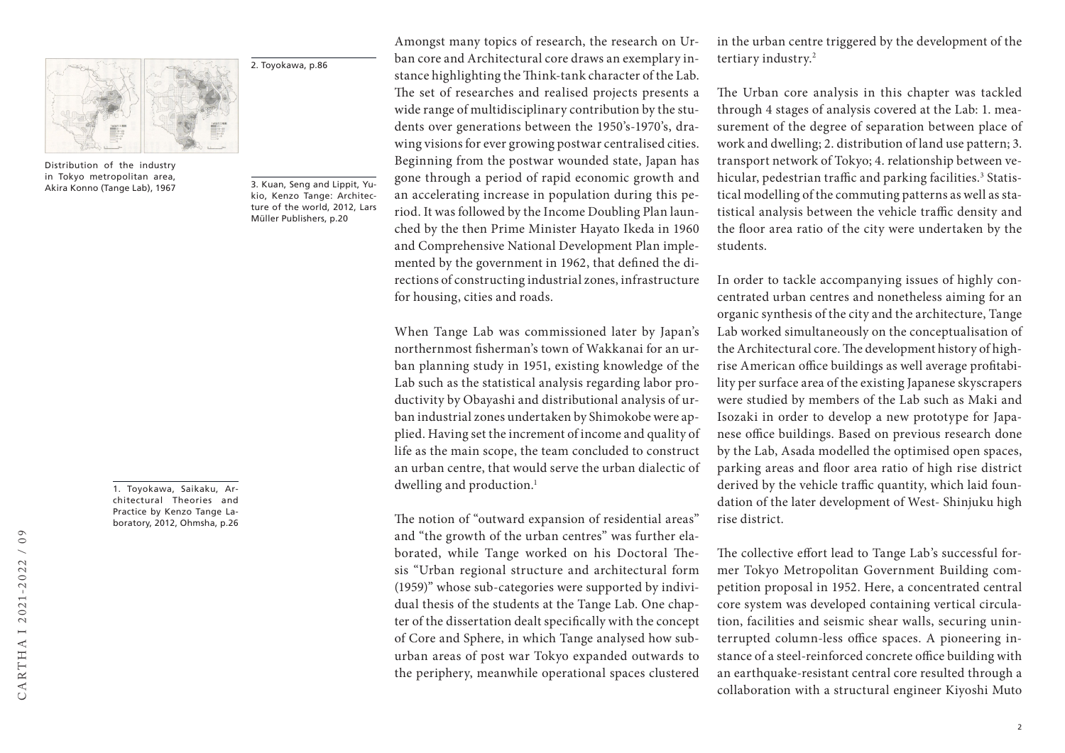Amongst many topics of research, the research on Urban core and Architectural core draws an exemplary instance highlighting the Think-tank character of the Lab. The set of researches and realised projects presents a wide range of multidisciplinary contribution by the students over generations between the 1950's-1970's, drawing visions for ever growing postwar centralised cities. Beginning from the postwar wounded state, Japan has gone through a period of rapid economic growth and an accelerating increase in population during this period. It was followed by the Income Doubling Plan launched by the then Prime Minister Hayato Ikeda in 1960 and Comprehensive National Development Plan implemented by the government in 1962, that defined the directions of constructing industrial zones, infrastructure for housing, cities and roads.

When Tange Lab was commissioned later by Japan's northernmost fisherman's town of Wakkanai for an urban planning study in 1951, existing knowledge of the Lab such as the statistical analysis regarding labor productivity by Obayashi and distributional analysis of urban industrial zones undertaken by Shimokobe were applied. Having set the increment of income and quality of life as the main scope, the team concluded to construct an urban centre, that would serve the urban dialectic of dwelling and production.[1]

The notion of "outward expansion of residential areas" and "the growth of the urban centres" was further elaborated, while Tange worked on his Doctoral Thesis "Urban regional structure and architectural form (1959)" whose sub-categories were supported by individual thesis of the students at the Tange Lab. One chapter of the dissertation dealt specifically with the concept of Core and Sphere, in which Tange analysed how suburban areas of post war Tokyo expanded outwards to the periphery, meanwhile operational spaces clustered in the urban centre triggered by the development of the tertiary industry.[2]

Distribution of the industry in Tokyo metropolitan area, Akira Konno (Tange Lab), 1967

The Urban core analysis in this chapter was tackled through 4 stages of analysis covered at the Lab: 1. measurement of the degree of separation between place of work and dwelling; 2. distribution of land use pattern; 3. transport network of Tokyo; 4. relationship between vehicular, pedestrian traffic and parking facilities.[3] Statistical modelling of the commuting patterns as well as statistical analysis between the vehicle traffic density and the floor area ratio of the city were undertaken by the students.

In order to tackle accompanying issues of highly concentrated urban centres and nonetheless aiming for an organic synthesis of the city and the architecture, Tange Lab worked simultaneously on the conceptualisation of the Architectural core. The development history of high-rise American office buildings as well average profitability per surface area of the existing Japanese skyscrapers were studied by members of the Lab such as Maki and Isozaki in order to develop a new prototype for Japanese office buildings. Based on previous research done by the Lab, Asada modelled the optimised open spaces, parking areas and floor area ratio of high rise district derived by the vehicle traffic quantity, which laid foundation of the later development of West- Shinjuku high rise district.

The collective effort lead to Tange Lab's successful former Tokyo Metropolitan Government Building competition proposal in 1952. Here, a concentrated central core system was developed containing vertical circulation, facilities and seismic shear walls, securing uninterrupted column-less office spaces. A pioneering instance of a steel-reinforced concrete office building with an earthquake-resistant central core resulted through a collaboration with a structural engineer Kiyoshi Muto

1. Toyokawa, Saikaku, Architectural Theories and Practice by Kenzo Tange Laboratory, 2012, Ohmsha, p.26

2. Toyokawa, p.86

3. Kuan, Seng and Lippit, Yukio, Kenzo Tange: Architecture of the world, 2012, Lars Müller Publishers, p.20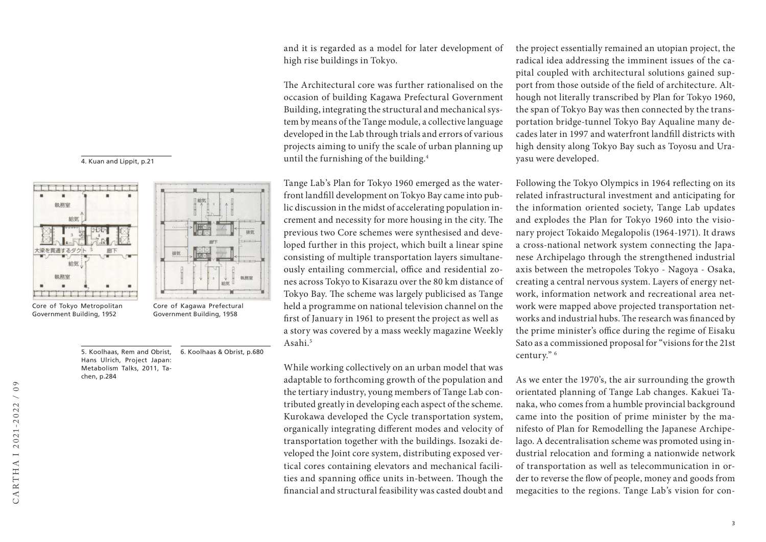and it is regarded as a model for later development of high rise buildings in Tokyo.

The Architectural core was further rationalised on the occasion of building Kagawa Prefectural Government Building, integrating the structural and mechanical system by means of the Tange module, a collective language developed in the Lab through trials and errors of various projects aiming to unify the scale of urban planning up until the furnishing of the building.[4]

Tange Lab's Plan for Tokyo 1960 emerged as the waterfront landfill development on Tokyo Bay came into public discussion in the midst of accelerating population increment and necessity for more housing in the city. The previous two Core schemes were synthesised and developed further in this project, which built a linear spine consisting of multiple transportation layers simultaneously entailing commercial, office and residential zones across Tokyo to Kisarazu over the 80 km distance of Tokyo Bay. The scheme was largely publicised as Tange held a programme on national television channel on the first of January in 1961 to present the project as well as a story was covered by a mass weekly magazine Weekly Asahi.[5]

While working collectively on an urban model that was adaptable to forthcoming growth of the population and the tertiary industry, young members of Tange Lab contributed greatly in developing each aspect of the scheme. Kurokawa developed the Cycle transportation system, organically integrating different modes and velocity of transportation together with the buildings. Isozaki developed the Joint core system, distributing exposed vertical cores containing elevators and mechanical facilities and spanning office units in-between. Though the financial and structural feasibility was casted doubt and the project essentially remained an utopian project, the radical idea addressing the imminent issues of the capital coupled with architectural solutions gained support from those outside of the field of architecture. Although not literally transcribed by Plan for Tokyo 1960, the span of Tokyo Bay was then connected by the transportation bridge-tunnel Tokyo Bay Aqualine many decades later in 1997 and waterfront landfill districts with high density along Tokyo Bay such as Toyosu and Urayasu were developed.

Following the Tokyo Olympics in 1964 reflecting on its related infrastructural investment and anticipating for the information oriented society, Tange Lab updates and explodes the Plan for Tokyo 1960 into the visionary project Tokaido Megalopolis (1964-1971). It draws a cross-national network system connecting the Japanese Archipelago through the strengthened industrial axis between the metropoles Tokyo - Nagoya - Osaka, creating a central nervous system. Layers of energy network, information network and recreational area network were mapped above projected transportation networks and industrial hubs. The research was financed by the prime minister's office during the regime of Eisaku Sato as a commissioned proposal for "visions for the 21st century." [6]

As we enter the 1970's, the air surrounding the growth orientated planning of Tange Lab changes. Kakuei Tanaka, who comes from a humble provincial background came into the position of prime minister by the manifesto of Plan for Remodelling the Japanese Archipelago. A decentralisation scheme was promoted using industrial relocation and forming a nationwide network of transportation as well as telecommunication in order to reverse the flow of people, money and goods from megacities to the regions. Tange Lab's vision for con-

---

Core of Tokyo Metropolitan Government Building, 1952

Core of Kagawa Prefectural Government Building, 1958

4. Kuan and Lippit, p.21

5. Koolhaas, Rem and Obrist, Hans Ulrich, Project Japan: Metabolism Talks, 2011, Tachen, p.284

6. Koolhaas & Obrist, p.680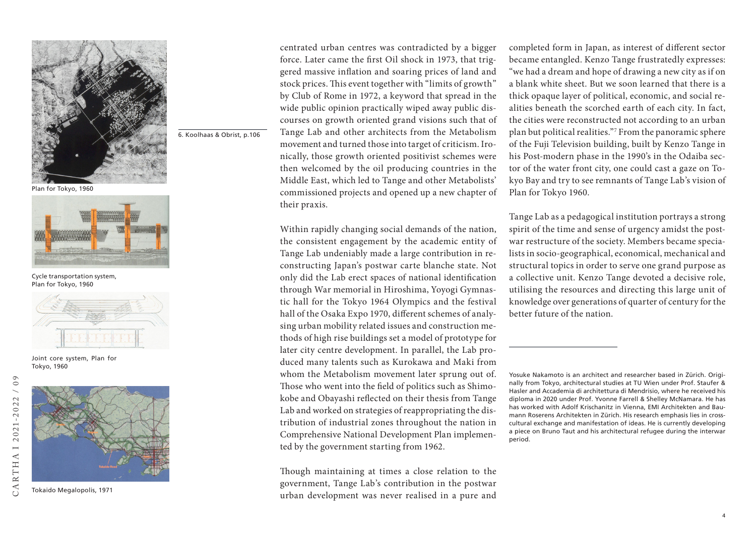Plan for Tokyo, 1960

Cycle transportation system, Plan for Tokyo, 1960

Joint core system, Plan for Tokyo, 1960

Tokaido Megalopolis, 1971

centrated urban centres was contradicted by a bigger force. Later came the first Oil shock in 1973, that triggered massive inflation and soaring prices of land and stock prices. This event together with "limits of growth" by Club of Rome in 1972, a keyword that spread in the wide public opinion practically wiped away public discourses on growth oriented grand visions such that of Tange Lab and other architects from the Metabolism movement and turned those into target of criticism. Ironically, those growth oriented positivist schemes were then welcomed by the oil producing countries in the Middle East, which led to Tange and other Metabolists' commissioned projects and opened up a new chapter of their praxis.

Within rapidly changing social demands of the nation, the consistent engagement by the academic entity of Tange Lab undeniably made a large contribution in reconstructing Japan's postwar carte blanche state. Not only did the Lab erect spaces of national identification through War memorial in Hiroshima, Yoyogi Gymnastic hall for the Tokyo 1964 Olympics and the festival hall of the Osaka Expo 1970, different schemes of analysing urban mobility related issues and construction methods of high rise buildings set a model of prototype for later city centre development. In parallel, the Lab produced many talents such as Kurokawa and Maki from whom the Metabolism movement later sprung out of. Those who went into the field of politics such as Shimokobe and Obayashi reflected on their thesis from Tange Lab and worked on strategies of reappropriating the distribution of industrial zones throughout the nation in Comprehensive National Development Plan implemented by the government starting from 1962.

Though maintaining at times a close relation to the government, Tange Lab's contribution in the postwar urban development was never realised in a pure and completed form in Japan, as interest of different sector became entangled. Kenzo Tange frustratedly expresses: "we had a dream and hope of drawing a new city as if on a blank white sheet. But we soon learned that there is a thick opaque layer of political, economic, and social realities beneath the scorched earth of each city. In fact, the cities were reconstructed not according to an urban plan but political realities."[7] From the panoramic sphere of the Fuji Television building, built by Kenzo Tange in his Post-modern phase in the 1990's in the Odaiba sector of the water front city, one could cast a gaze on Tokyo Bay and try to see remnants of Tange Lab's vision of Plan for Tokyo 1960.

Tange Lab as a pedagogical institution portrays a strong spirit of the time and sense of urgency amidst the postwar restructure of the society. Members became specialists in socio-geographical, economical, mechanical and structural topics in order to serve one grand purpose as a collective unit. Kenzo Tange devoted a decisive role, utilising the resources and directing this large unit of knowledge over generations of quarter of century for the better future of the nation.

---

6. Koolhaas & Obrist, p.106

---

Yosuke Nakamoto is an architect and researcher based in Zürich. Originally from Tokyo, architectural studies at TU Wien under Prof. Staufer & Hasler and Accademia di architettura di Mendrisio, where he received his diploma in 2020 under Prof. Yvonne Farrell & Shelley McNamara. He has has worked with Adolf Krischanitz in Vienna, EMI Architekten and Baumann Roserens Architekten in Zürich. His research emphasis lies in cross-cultural exchange and manifestation of ideas. He is currently developing a piece on Bruno Taut and his architectural refugee during the interwar period.